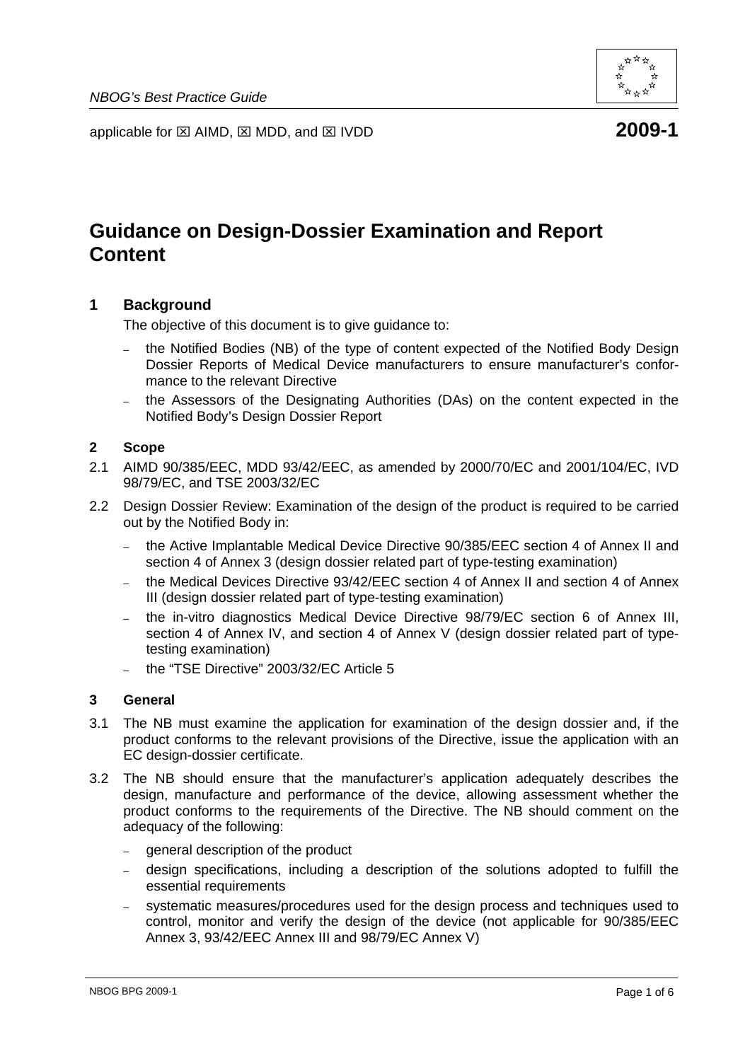*NBOG's Best Practice Guide*

applicable for ☒ AIMD, ☒ MDD, and ☒ IVDD **2009-1**

# Guidance on Design-Dossier Examination and Report Content

## 1 Background

The objective of this document is to give guidance to:

- the Notified Bodies (NB) of the type of content expected of the Notified Body Design Dossier Reports of Medical Device manufacturers to ensure manufacturer's conformance to the relevant Directive
- the Assessors of the Designating Authorities (DAs) on the content expected in the Notified Body's Design Dossier Report

## 2 Scope

2.1 AIMD 90/385/EEC, MDD 93/42/EEC, as amended by 2000/70/EC and 2001/104/EC, IVD 98/79/EC, and TSE 2003/32/EC

2.2 Design Dossier Review: Examination of the design of the product is required to be carried out by the Notified Body in:

- the Active Implantable Medical Device Directive 90/385/EEC section 4 of Annex II and section 4 of Annex 3 (design dossier related part of type-testing examination)
- the Medical Devices Directive 93/42/EEC section 4 of Annex II and section 4 of Annex III (design dossier related part of type-testing examination)
- the in-vitro diagnostics Medical Device Directive 98/79/EC section 6 of Annex III, section 4 of Annex IV, and section 4 of Annex V (design dossier related part of type-testing examination)
- the "TSE Directive" 2003/32/EC Article 5

## 3 General

3.1 The NB must examine the application for examination of the design dossier and, if the product conforms to the relevant provisions of the Directive, issue the application with an EC design-dossier certificate.

3.2 The NB should ensure that the manufacturer's application adequately describes the design, manufacture and performance of the device, allowing assessment whether the product conforms to the requirements of the Directive. The NB should comment on the adequacy of the following:

- general description of the product
- design specifications, including a description of the solutions adopted to fulfill the essential requirements
- systematic measures/procedures used for the design process and techniques used to control, monitor and verify the design of the device (not applicable for 90/385/EEC Annex 3, 93/42/EEC Annex III and 98/79/EC Annex V)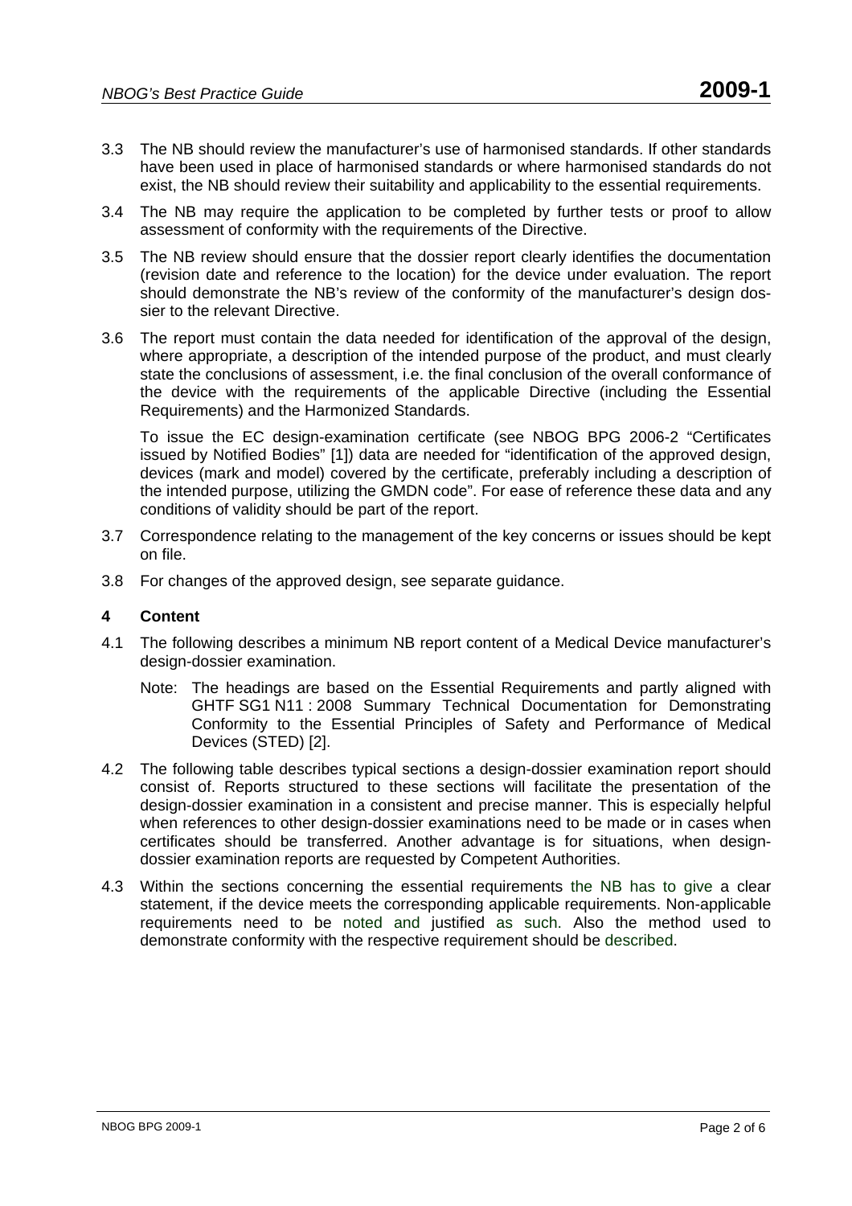3.3 The NB should review the manufacturer's use of harmonised standards. If other standards have been used in place of harmonised standards or where harmonised standards do not exist, the NB should review their suitability and applicability to the essential requirements.

3.4 The NB may require the application to be completed by further tests or proof to allow assessment of conformity with the requirements of the Directive.

3.5 The NB review should ensure that the dossier report clearly identifies the documentation (revision date and reference to the location) for the device under evaluation. The report should demonstrate the NB's review of the conformity of the manufacturer's design dossier to the relevant Directive.

3.6 The report must contain the data needed for identification of the approval of the design, where appropriate, a description of the intended purpose of the product, and must clearly state the conclusions of assessment, i.e. the final conclusion of the overall conformance of the device with the requirements of the applicable Directive (including the Essential Requirements) and the Harmonized Standards.

To issue the EC design-examination certificate (see NBOG BPG 2006-2 "Certificates issued by Notified Bodies" [1]) data are needed for "identification of the approved design, devices (mark and model) covered by the certificate, preferably including a description of the intended purpose, utilizing the GMDN code". For ease of reference these data and any conditions of validity should be part of the report.

3.7 Correspondence relating to the management of the key concerns or issues should be kept on file.

3.8 For changes of the approved design, see separate guidance.

## 4 Content

4.1 The following describes a minimum NB report content of a Medical Device manufacturer's design-dossier examination.

Note: The headings are based on the Essential Requirements and partly aligned with GHTF SG1 N11 : 2008 Summary Technical Documentation for Demonstrating Conformity to the Essential Principles of Safety and Performance of Medical Devices (STED) [2].

4.2 The following table describes typical sections a design-dossier examination report should consist of. Reports structured to these sections will facilitate the presentation of the design-dossier examination in a consistent and precise manner. This is especially helpful when references to other design-dossier examinations need to be made or in cases when certificates should be transferred. Another advantage is for situations, when design-dossier examination reports are requested by Competent Authorities.

4.3 Within the sections concerning the essential requirements the NB has to give a clear statement, if the device meets the corresponding applicable requirements. Non-applicable requirements need to be noted and justified as such. Also the method used to demonstrate conformity with the respective requirement should be described.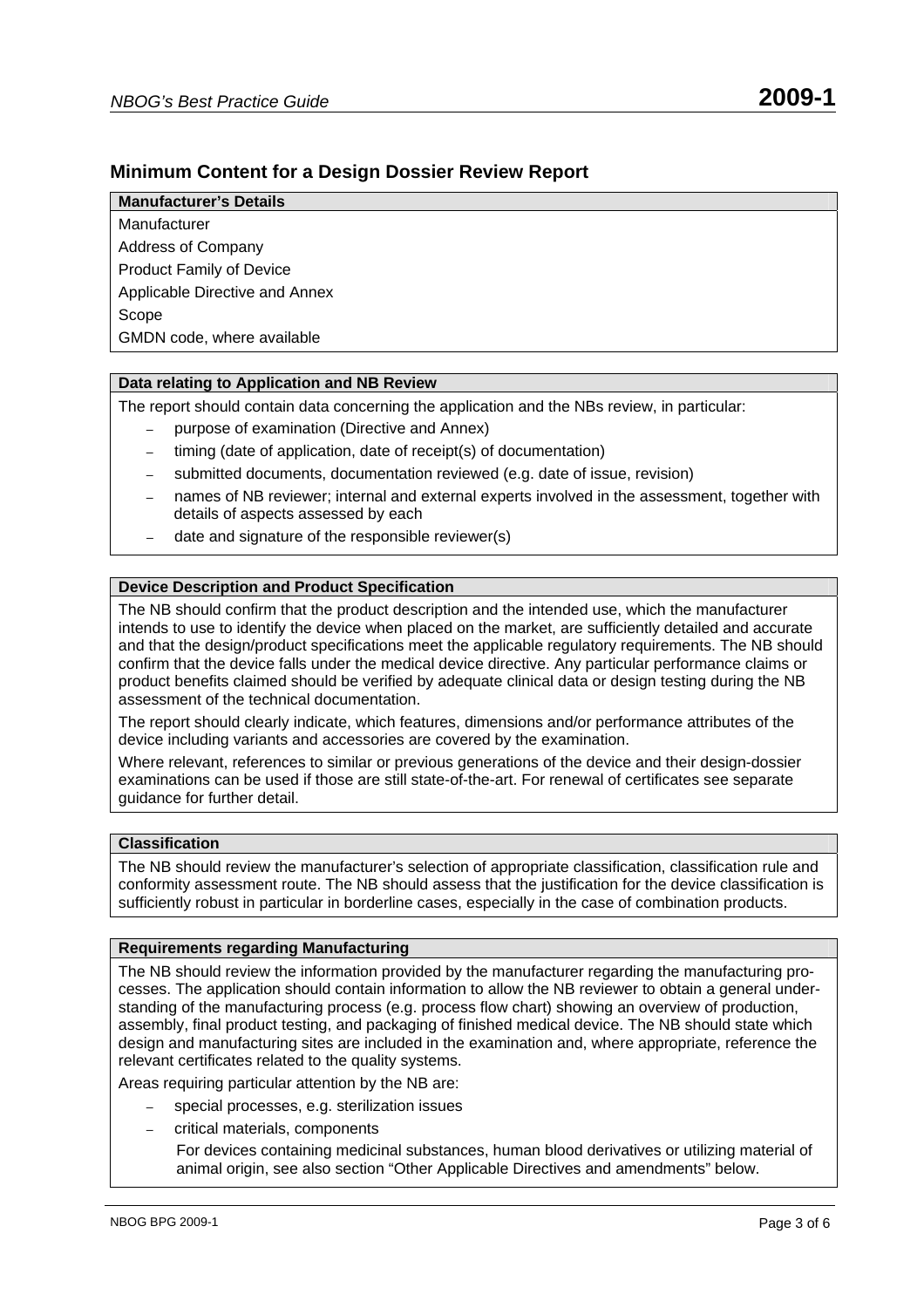## Minimum Content for a Design Dossier Review Report

**Manufacturer's Details**

Manufacturer

Address of Company

Product Family of Device

Applicable Directive and Annex

Scope

GMDN code, where available

**Data relating to Application and NB Review**

The report should contain data concerning the application and the NBs review, in particular:

- purpose of examination (Directive and Annex)
- timing (date of application, date of receipt(s) of documentation)
- submitted documents, documentation reviewed (e.g. date of issue, revision)
- names of NB reviewer; internal and external experts involved in the assessment, together with details of aspects assessed by each
- date and signature of the responsible reviewer(s)

**Device Description and Product Specification**

The NB should confirm that the product description and the intended use, which the manufacturer intends to use to identify the device when placed on the market, are sufficiently detailed and accurate and that the design/product specifications meet the applicable regulatory requirements. The NB should confirm that the device falls under the medical device directive. Any particular performance claims or product benefits claimed should be verified by adequate clinical data or design testing during the NB assessment of the technical documentation.

The report should clearly indicate, which features, dimensions and/or performance attributes of the device including variants and accessories are covered by the examination.

Where relevant, references to similar or previous generations of the device and their design-dossier examinations can be used if those are still state-of-the-art. For renewal of certificates see separate guidance for further detail.

**Classification**

The NB should review the manufacturer's selection of appropriate classification, classification rule and conformity assessment route. The NB should assess that the justification for the device classification is sufficiently robust in particular in borderline cases, especially in the case of combination products.

**Requirements regarding Manufacturing**

The NB should review the information provided by the manufacturer regarding the manufacturing processes. The application should contain information to allow the NB reviewer to obtain a general understanding of the manufacturing process (e.g. process flow chart) showing an overview of production, assembly, final product testing, and packaging of finished medical device. The NB should state which design and manufacturing sites are included in the examination and, where appropriate, reference the relevant certificates related to the quality systems.

Areas requiring particular attention by the NB are:

- special processes, e.g. sterilization issues
- critical materials, components

  For devices containing medicinal substances, human blood derivatives or utilizing material of animal origin, see also section "Other Applicable Directives and amendments" below.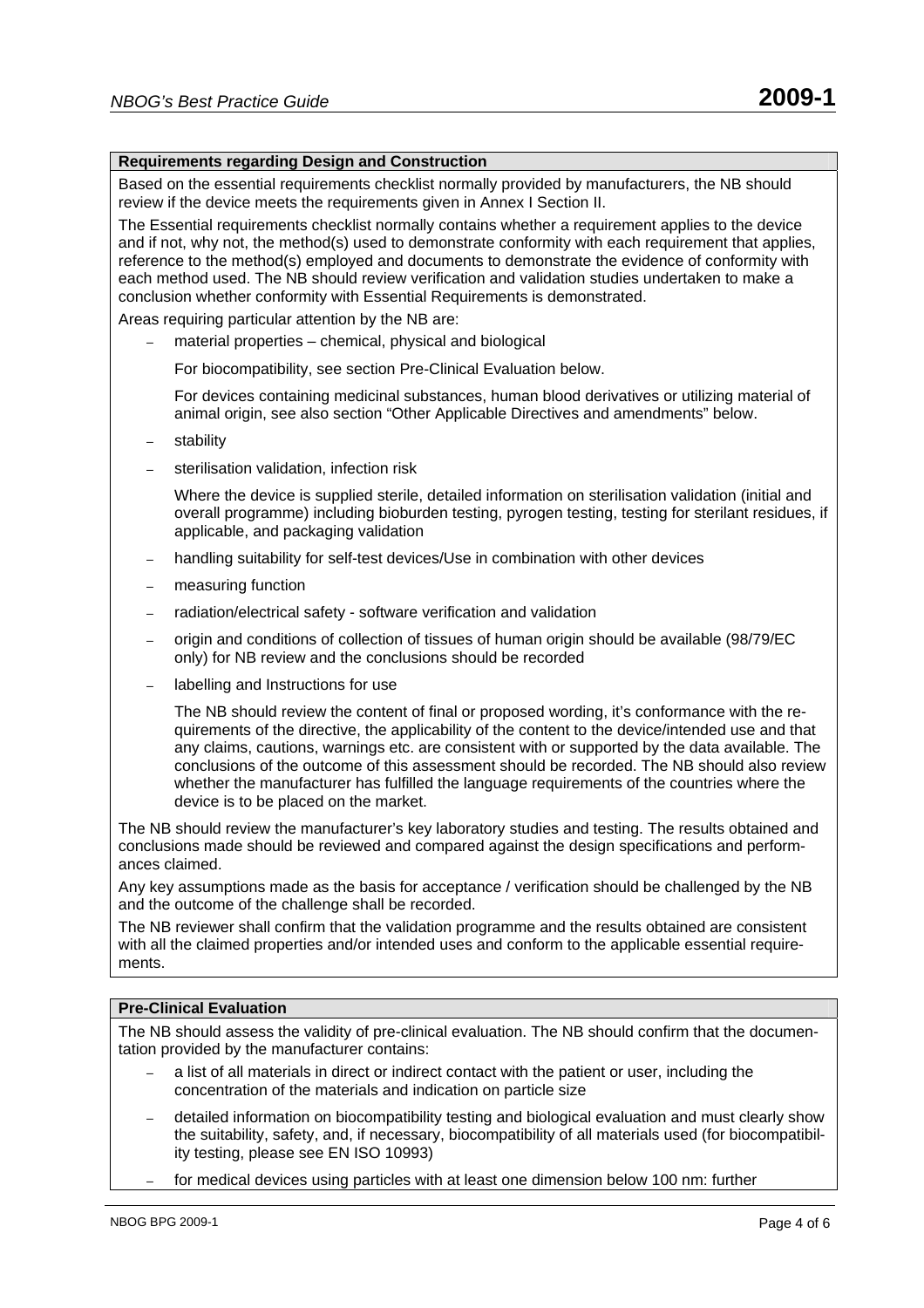**Requirements regarding Design and Construction**

Based on the essential requirements checklist normally provided by manufacturers, the NB should review if the device meets the requirements given in Annex I Section II.

The Essential requirements checklist normally contains whether a requirement applies to the device and if not, why not, the method(s) used to demonstrate conformity with each requirement that applies, reference to the method(s) employed and documents to demonstrate the evidence of conformity with each method used. The NB should review verification and validation studies undertaken to make a conclusion whether conformity with Essential Requirements is demonstrated.

Areas requiring particular attention by the NB are:

- material properties – chemical, physical and biological

  For biocompatibility, see section Pre-Clinical Evaluation below.

  For devices containing medicinal substances, human blood derivatives or utilizing material of animal origin, see also section "Other Applicable Directives and amendments" below.

- stability
- sterilisation validation, infection risk

  Where the device is supplied sterile, detailed information on sterilisation validation (initial and overall programme) including bioburden testing, pyrogen testing, testing for sterilant residues, if applicable, and packaging validation

- handling suitability for self-test devices/Use in combination with other devices
- measuring function
- radiation/electrical safety - software verification and validation
- origin and conditions of collection of tissues of human origin should be available (98/79/EC only) for NB review and the conclusions should be recorded
- labelling and Instructions for use

  The NB should review the content of final or proposed wording, it's conformance with the requirements of the directive, the applicability of the content to the device/intended use and that any claims, cautions, warnings etc. are consistent with or supported by the data available. The conclusions of the outcome of this assessment should be recorded. The NB should also review whether the manufacturer has fulfilled the language requirements of the countries where the device is to be placed on the market.

The NB should review the manufacturer's key laboratory studies and testing. The results obtained and conclusions made should be reviewed and compared against the design specifications and performances claimed.

Any key assumptions made as the basis for acceptance / verification should be challenged by the NB and the outcome of the challenge shall be recorded.

The NB reviewer shall confirm that the validation programme and the results obtained are consistent with all the claimed properties and/or intended uses and conform to the applicable essential requirements.

**Pre-Clinical Evaluation**

The NB should assess the validity of pre-clinical evaluation. The NB should confirm that the documentation provided by the manufacturer contains:

- a list of all materials in direct or indirect contact with the patient or user, including the concentration of the materials and indication on particle size
- detailed information on biocompatibility testing and biological evaluation and must clearly show the suitability, safety, and, if necessary, biocompatibility of all materials used (for biocompatibility testing, please see EN ISO 10993)
- for medical devices using particles with at least one dimension below 100 nm: further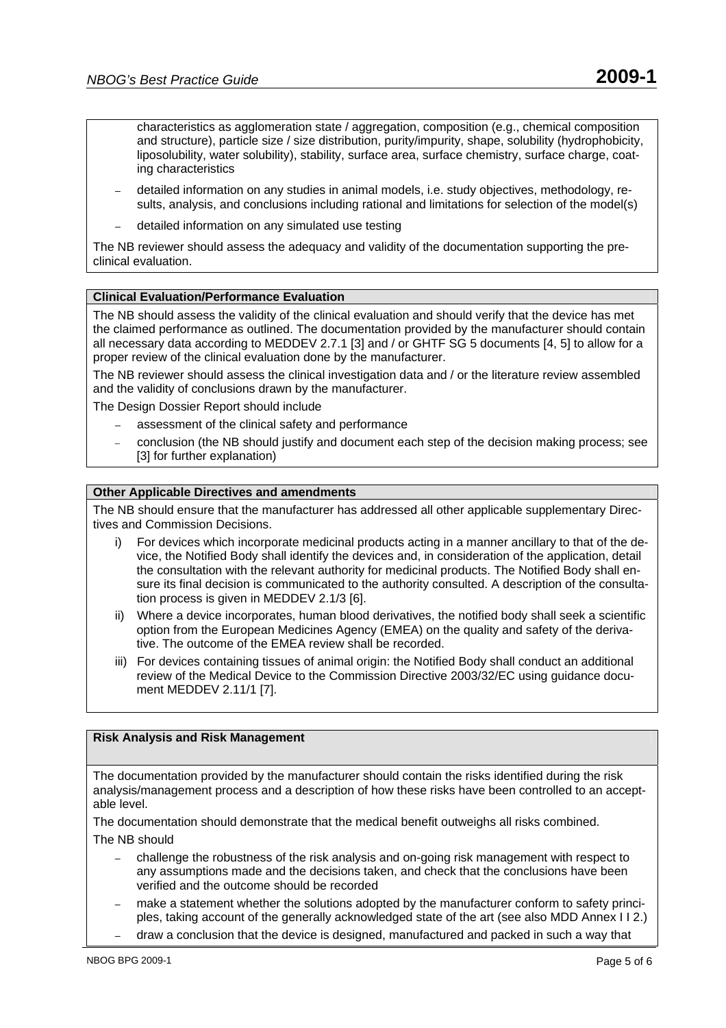characteristics as agglomeration state / aggregation, composition (e.g., chemical composition and structure), particle size / size distribution, purity/impurity, shape, solubility (hydrophobicity, liposolubility, water solubility), stability, surface area, surface chemistry, surface charge, coating characteristics

- detailed information on any studies in animal models, i.e. study objectives, methodology, results, analysis, and conclusions including rational and limitations for selection of the model(s)
- detailed information on any simulated use testing

The NB reviewer should assess the adequacy and validity of the documentation supporting the preclinical evaluation.

**Clinical Evaluation/Performance Evaluation**

The NB should assess the validity of the clinical evaluation and should verify that the device has met the claimed performance as outlined. The documentation provided by the manufacturer should contain all necessary data according to MEDDEV 2.7.1 [3] and / or GHTF SG 5 documents [4, 5] to allow for a proper review of the clinical evaluation done by the manufacturer.

The NB reviewer should assess the clinical investigation data and / or the literature review assembled and the validity of conclusions drawn by the manufacturer.

The Design Dossier Report should include

- assessment of the clinical safety and performance
- conclusion (the NB should justify and document each step of the decision making process; see [3] for further explanation)

**Other Applicable Directives and amendments**

The NB should ensure that the manufacturer has addressed all other applicable supplementary Directives and Commission Decisions.

i) For devices which incorporate medicinal products acting in a manner ancillary to that of the device, the Notified Body shall identify the devices and, in consideration of the application, detail the consultation with the relevant authority for medicinal products. The Notified Body shall ensure its final decision is communicated to the authority consulted. A description of the consultation process is given in MEDDEV 2.1/3 [6].

ii) Where a device incorporates, human blood derivatives, the notified body shall seek a scientific option from the European Medicines Agency (EMEA) on the quality and safety of the derivative. The outcome of the EMEA review shall be recorded.

iii) For devices containing tissues of animal origin: the Notified Body shall conduct an additional review of the Medical Device to the Commission Directive 2003/32/EC using guidance document MEDDEV 2.11/1 [7].

**Risk Analysis and Risk Management**

The documentation provided by the manufacturer should contain the risks identified during the risk analysis/management process and a description of how these risks have been controlled to an acceptable level.

The documentation should demonstrate that the medical benefit outweighs all risks combined.

The NB should

- challenge the robustness of the risk analysis and on-going risk management with respect to any assumptions made and the decisions taken, and check that the conclusions have been verified and the outcome should be recorded
- make a statement whether the solutions adopted by the manufacturer conform to safety principles, taking account of the generally acknowledged state of the art (see also MDD Annex I I 2.)
- draw a conclusion that the device is designed, manufactured and packed in such a way that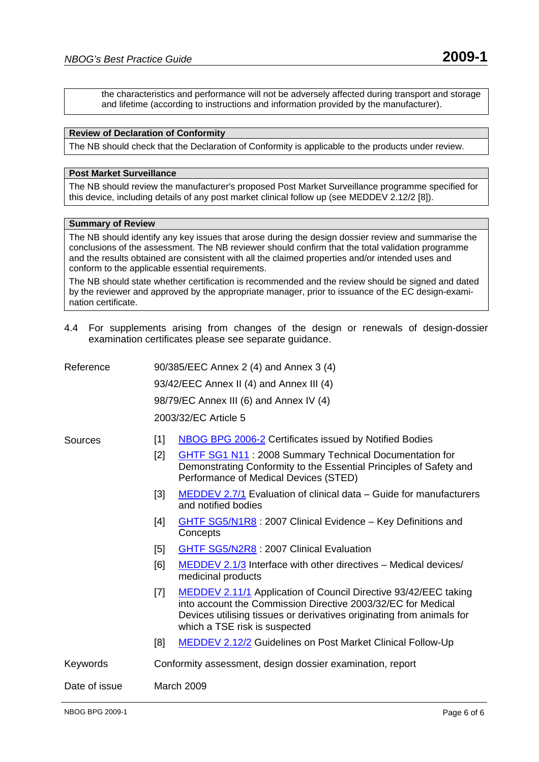| |
|---|
| the characteristics and performance will not be adversely affected during transport and storage and lifetime (according to instructions and information provided by the manufacturer). |

| **Review of Declaration of Conformity** |
|---|
| The NB should check that the Declaration of Conformity is applicable to the products under review. |

| **Post Market Surveillance** |
|---|
| The NB should review the manufacturer's proposed Post Market Surveillance programme specified for this device, including details of any post market clinical follow up (see MEDDEV 2.12/2 [8]). |

| **Summary of Review** |
|---|
| The NB should identify any key issues that arose during the design dossier review and summarise the conclusions of the assessment. The NB reviewer should confirm that the total validation programme and the results obtained are consistent with all the claimed properties and/or intended uses and conform to the applicable essential requirements.<br>The NB should state whether certification is recommended and the review should be signed and dated by the reviewer and approved by the appropriate manager, prior to issuance of the EC design-examination certificate. |

4.4 For supplements arising from changes of the design or renewals of design-dossier examination certificates please see separate guidance.

**Reference**

90/385/EEC Annex 2 (4) and Annex 3 (4)

93/42/EEC Annex II (4) and Annex III (4)

98/79/EC Annex III (6) and Annex IV (4)

2003/32/EC Article 5

**Sources**

[1] NBOG BPG 2006-2 Certificates issued by Notified Bodies

[2] GHTF SG1 N11 : 2008 Summary Technical Documentation for Demonstrating Conformity to the Essential Principles of Safety and Performance of Medical Devices (STED)

[3] MEDDEV 2.7/1 Evaluation of clinical data – Guide for manufacturers and notified bodies

[4] GHTF SG5/N1R8 : 2007 Clinical Evidence – Key Definitions and Concepts

[5] GHTF SG5/N2R8 : 2007 Clinical Evaluation

[6] MEDDEV 2.1/3 Interface with other directives – Medical devices/ medicinal products

[7] MEDDEV 2.11/1 Application of Council Directive 93/42/EEC taking into account the Commission Directive 2003/32/EC for Medical Devices utilising tissues or derivatives originating from animals for which a TSE risk is suspected

[8] MEDDEV 2.12/2 Guidelines on Post Market Clinical Follow-Up

**Keywords**

Conformity assessment, design dossier examination, report

**Date of issue**

March 2009